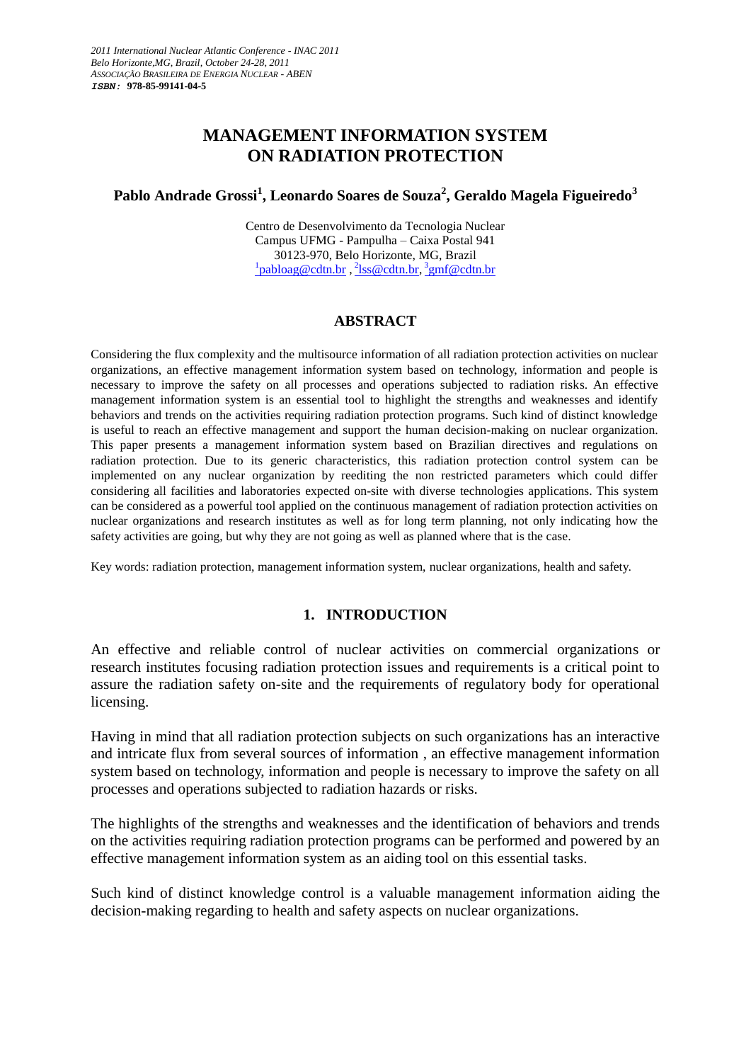*2011 International Nuclear Atlantic Conference - INAC 2011*
*Belo Horizonte,MG, Brazil, October 24-28, 2011*
*ASSOCIAÇÃO BRASILEIRA DE ENERGIA NUCLEAR - ABEN*
***ISBN:* 978-85-99141-04-5**

# MANAGEMENT INFORMATION SYSTEM ON RADIATION PROTECTION

**Pablo Andrade Grossi[1], Leonardo Soares de Souza[2], Geraldo Magela Figueiredo[3]**

Centro de Desenvolvimento da Tecnologia Nuclear
Campus UFMG - Pampulha – Caixa Postal 941
30123-970, Belo Horizonte, MG, Brazil
[1]pabloag@cdtn.br , [2]lss@cdtn.br, [3]gmf@cdtn.br

## ABSTRACT

Considering the flux complexity and the multisource information of all radiation protection activities on nuclear organizations, an effective management information system based on technology, information and people is necessary to improve the safety on all processes and operations subjected to radiation risks. An effective management information system is an essential tool to highlight the strengths and weaknesses and identify behaviors and trends on the activities requiring radiation protection programs. Such kind of distinct knowledge is useful to reach an effective management and support the human decision-making on nuclear organization. This paper presents a management information system based on Brazilian directives and regulations on radiation protection. Due to its generic characteristics, this radiation protection control system can be implemented on any nuclear organization by reediting the non restricted parameters which could differ considering all facilities and laboratories expected on-site with diverse technologies applications. This system can be considered as a powerful tool applied on the continuous management of radiation protection activities on nuclear organizations and research institutes as well as for long term planning, not only indicating how the safety activities are going, but why they are not going as well as planned where that is the case.

Key words: radiation protection, management information system, nuclear organizations, health and safety.

## 1. INTRODUCTION

An effective and reliable control of nuclear activities on commercial organizations or research institutes focusing radiation protection issues and requirements is a critical point to assure the radiation safety on-site and the requirements of regulatory body for operational licensing.

Having in mind that all radiation protection subjects on such organizations has an interactive and intricate flux from several sources of information , an effective management information system based on technology, information and people is necessary to improve the safety on all processes and operations subjected to radiation hazards or risks.

The highlights of the strengths and weaknesses and the identification of behaviors and trends on the activities requiring radiation protection programs can be performed and powered by an effective management information system as an aiding tool on this essential tasks.

Such kind of distinct knowledge control is a valuable management information aiding the decision-making regarding to health and safety aspects on nuclear organizations.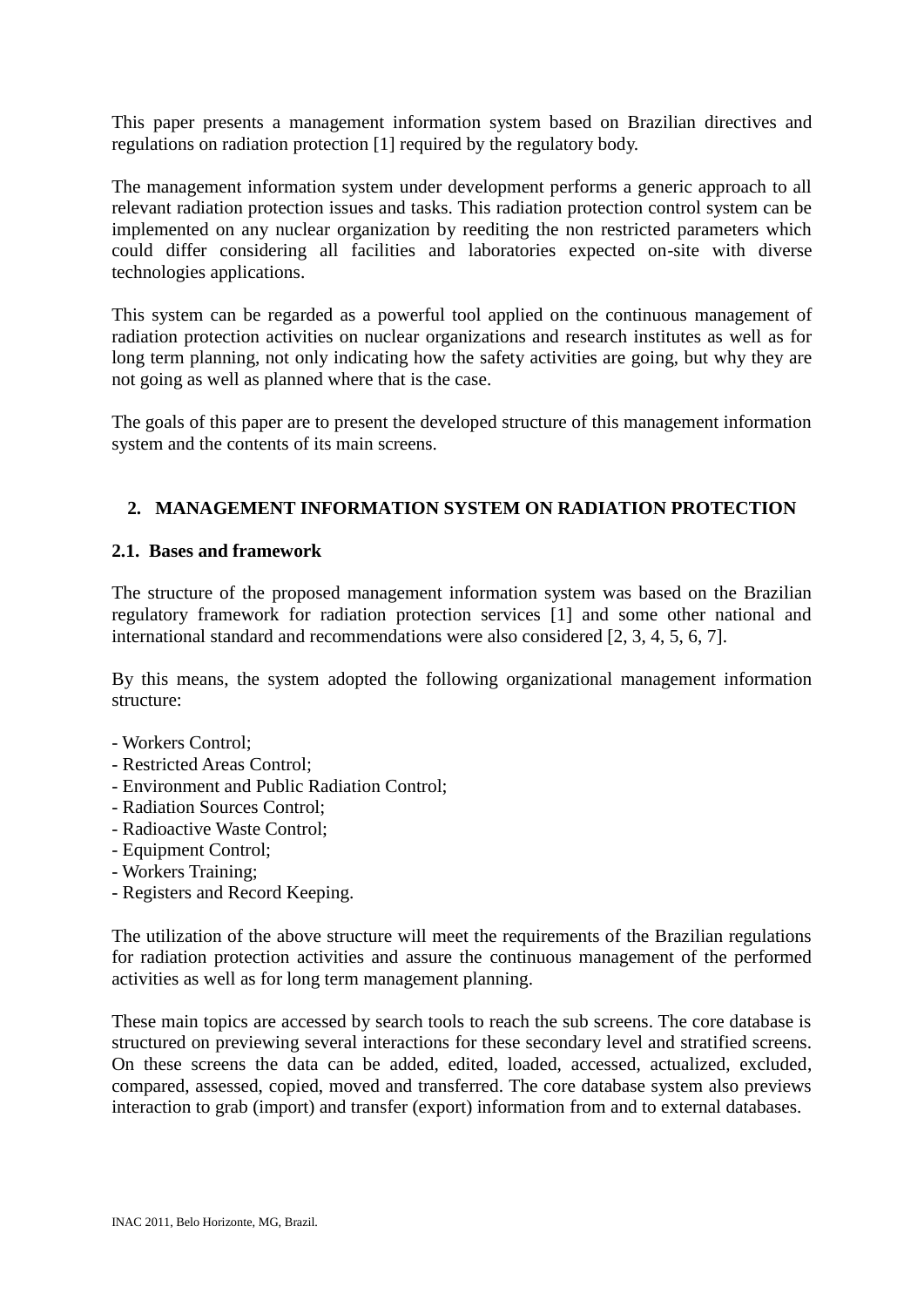This paper presents a management information system based on Brazilian directives and regulations on radiation protection [1] required by the regulatory body.

The management information system under development performs a generic approach to all relevant radiation protection issues and tasks. This radiation protection control system can be implemented on any nuclear organization by reediting the non restricted parameters which could differ considering all facilities and laboratories expected on-site with diverse technologies applications.

This system can be regarded as a powerful tool applied on the continuous management of radiation protection activities on nuclear organizations and research institutes as well as for long term planning, not only indicating how the safety activities are going, but why they are not going as well as planned where that is the case.

The goals of this paper are to present the developed structure of this management information system and the contents of its main screens.

## 2. MANAGEMENT INFORMATION SYSTEM ON RADIATION PROTECTION

### 2.1. Bases and framework

The structure of the proposed management information system was based on the Brazilian regulatory framework for radiation protection services [1] and some other national and international standard and recommendations were also considered [2, 3, 4, 5, 6, 7].

By this means, the system adopted the following organizational management information structure:

- Workers Control;
- Restricted Areas Control;
- Environment and Public Radiation Control;
- Radiation Sources Control;
- Radioactive Waste Control;
- Equipment Control;
- Workers Training;
- Registers and Record Keeping.

The utilization of the above structure will meet the requirements of the Brazilian regulations for radiation protection activities and assure the continuous management of the performed activities as well as for long term management planning.

These main topics are accessed by search tools to reach the sub screens. The core database is structured on previewing several interactions for these secondary level and stratified screens. On these screens the data can be added, edited, loaded, accessed, actualized, excluded, compared, assessed, copied, moved and transferred. The core database system also previews interaction to grab (import) and transfer (export) information from and to external databases.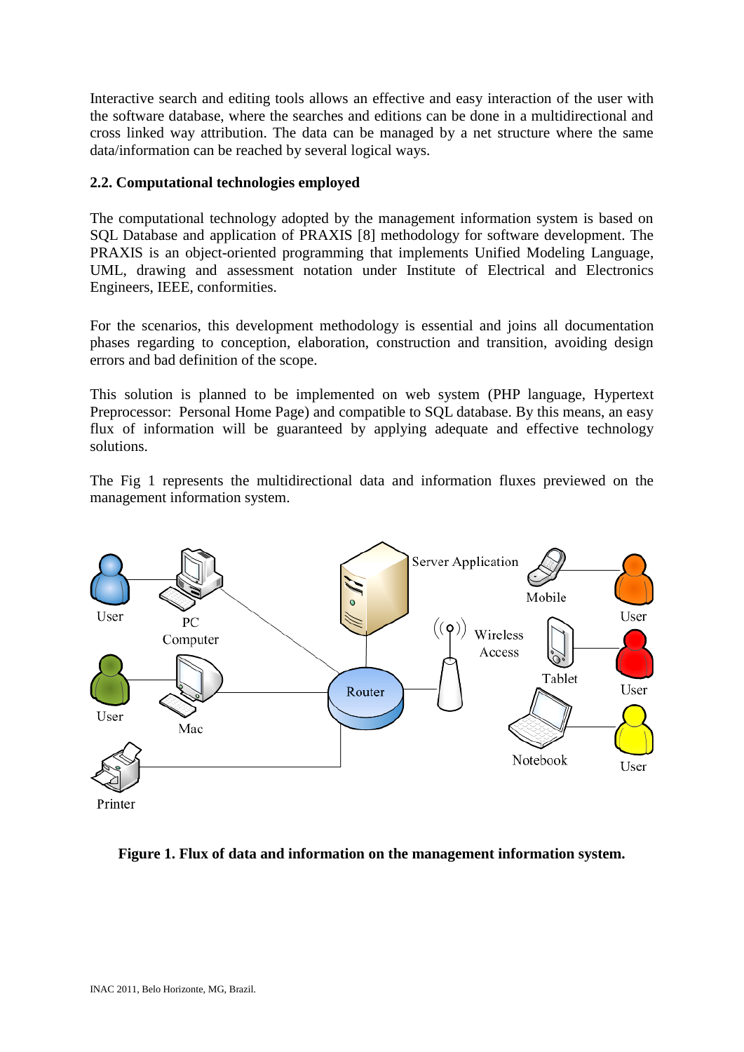Interactive search and editing tools allows an effective and easy interaction of the user with the software database, where the searches and editions can be done in a multidirectional and cross linked way attribution. The data can be managed by a net structure where the same data/information can be reached by several logical ways.

### 2.2. Computational technologies employed

The computational technology adopted by the management information system is based on SQL Database and application of PRAXIS [8] methodology for software development. The PRAXIS is an object-oriented programming that implements Unified Modeling Language, UML, drawing and assessment notation under Institute of Electrical and Electronics Engineers, IEEE, conformities.

For the scenarios, this development methodology is essential and joins all documentation phases regarding to conception, elaboration, construction and transition, avoiding design errors and bad definition of the scope.

This solution is planned to be implemented on web system (PHP language, Hypertext Preprocessor: Personal Home Page) and compatible to SQL database. By this means, an easy flux of information will be guaranteed by applying adequate and effective technology solutions.

The Fig 1 represents the multidirectional data and information fluxes previewed on the management information system.

**Figure 1. Flux of data and information on the management information system.**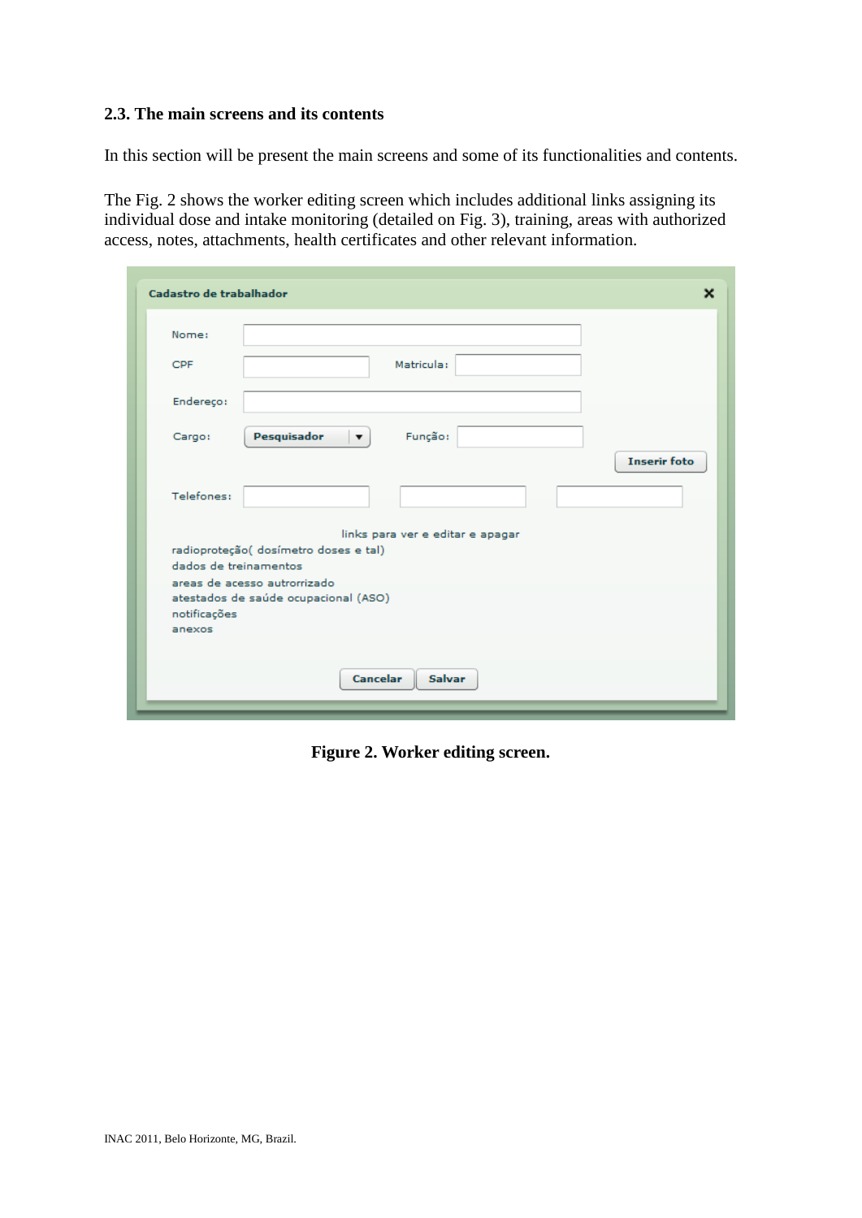## 2.3. The main screens and its contents

In this section will be present the main screens and some of its functionalities and contents.

The Fig. 2 shows the worker editing screen which includes additional links assigning its individual dose and intake monitoring (detailed on Fig. 3), training, areas with authorized access, notes, attachments, health certificates and other relevant information.

**Figure 2. Worker editing screen.**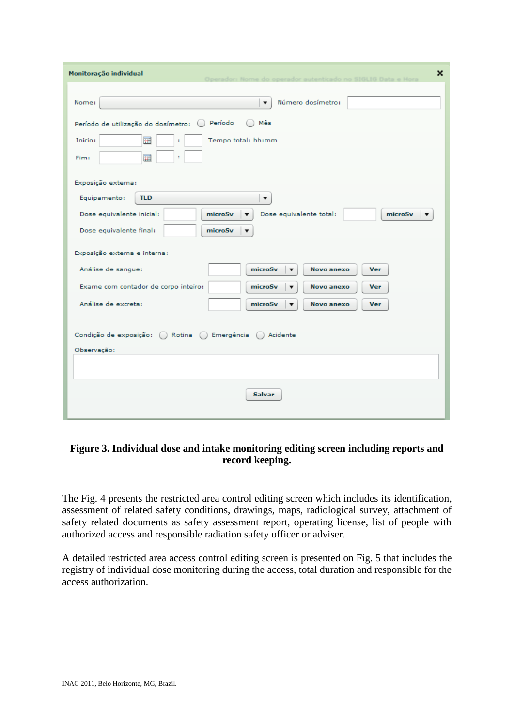**Figure 3. Individual dose and intake monitoring editing screen including reports and record keeping.**

The Fig. 4 presents the restricted area control editing screen which includes its identification, assessment of related safety conditions, drawings, maps, radiological survey, attachment of safety related documents as safety assessment report, operating license, list of people with authorized access and responsible radiation safety officer or adviser.

A detailed restricted area access control editing screen is presented on Fig. 5 that includes the registry of individual dose monitoring during the access, total duration and responsible for the access authorization.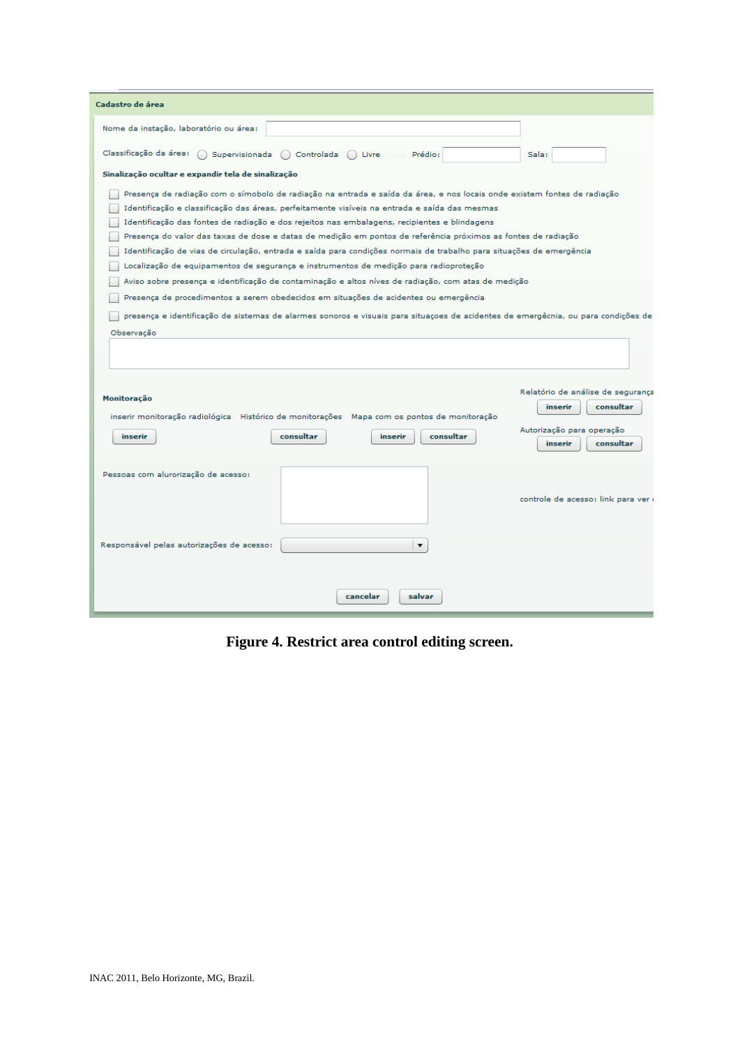**Cadastro de área**

Nome da instação, laboratório ou área:

Classificação da área: ○ Supervisionada ○ Controlada ○ Livre Prédio: Sala:

**Sinalização ocultar e expandir tela de sinalização**

- ☐ Presença de radiação com o símobolo de radiação na entrada e saída da área, e nos locais onde existem fontes de radiação
- ☐ Identificação e classificação das áreas, perfeitamente visíveis na entrada e saída das mesmas
- ☐ Identificação das fontes de radiação e dos rejeitos nas embalagens, recipientes e blindagens
- ☐ Presença do valor das taxas de dose e datas de medição em pontos de referência próximos as fontes de radiação
- ☐ Identificação de vias de circulação, entrada e saída para condições normais de trabalho para situações de emergência
- ☐ Localização de equipamentos de segurança e instrumentos de medição para radioproteção
- ☐ Aviso sobre presença e identificação de contaminação e altos níves de radiação, com atas de medição
- ☐ Presença de procedimentos a serem obedecidos em situações de acidentes ou emergência
- ☐ presença e identificação de sistemas de alarmes sonoros e visuais para situaçoes de acidentes de emergêcnia, ou para condições de

Observação

Relatório de análise de seguranç

inserir consultar

**Monitoração**

inserir monitoração radiológica Histórico de monitorações Mapa com os pontos de monitoração

inserir consultar inserir consultar

Autorização para operação

inserir consultar

Pessoas com alurorização de acesso:

controle de acesso: link para ver

Responsável pelas autorizações de acesso:

cancelar salvar

**Figure 4. Restrict area control editing screen.**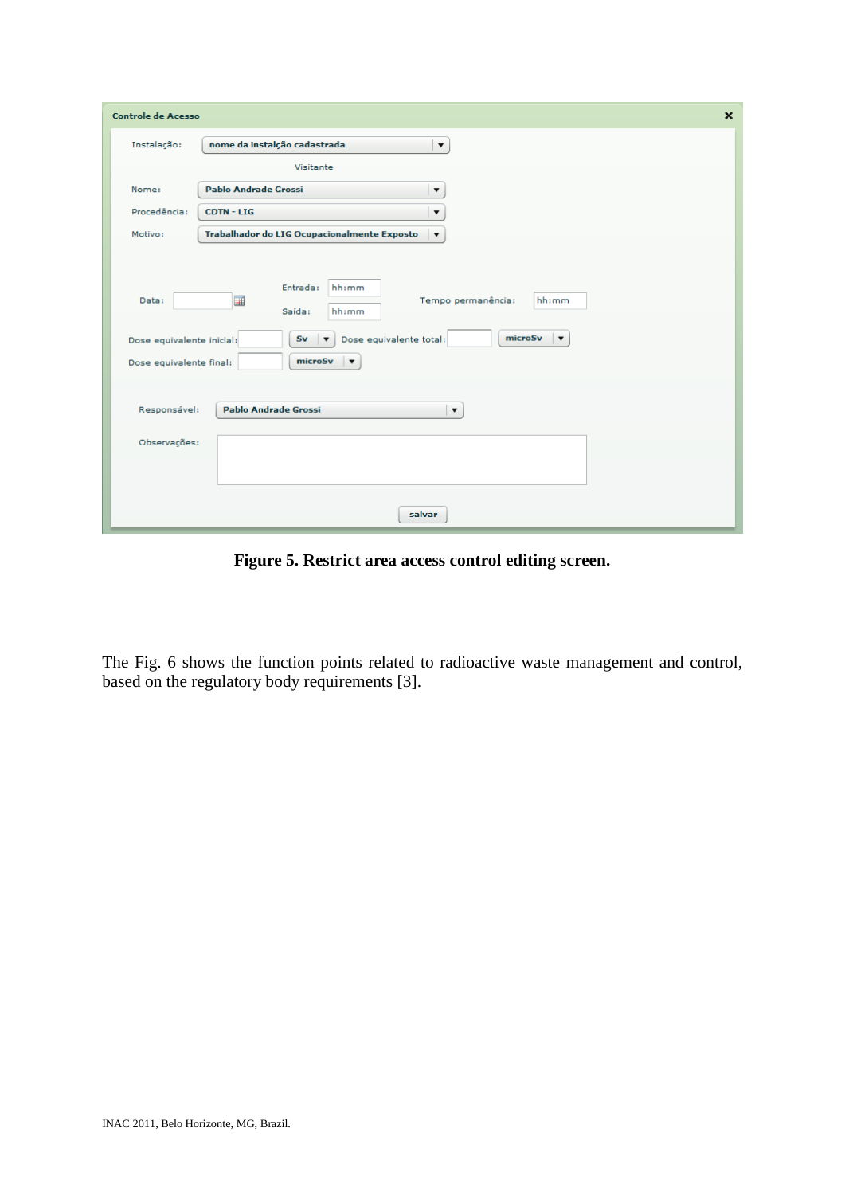**Figure 5. Restrict area access control editing screen.**

The Fig. 6 shows the function points related to radioactive waste management and control, based on the regulatory body requirements [3].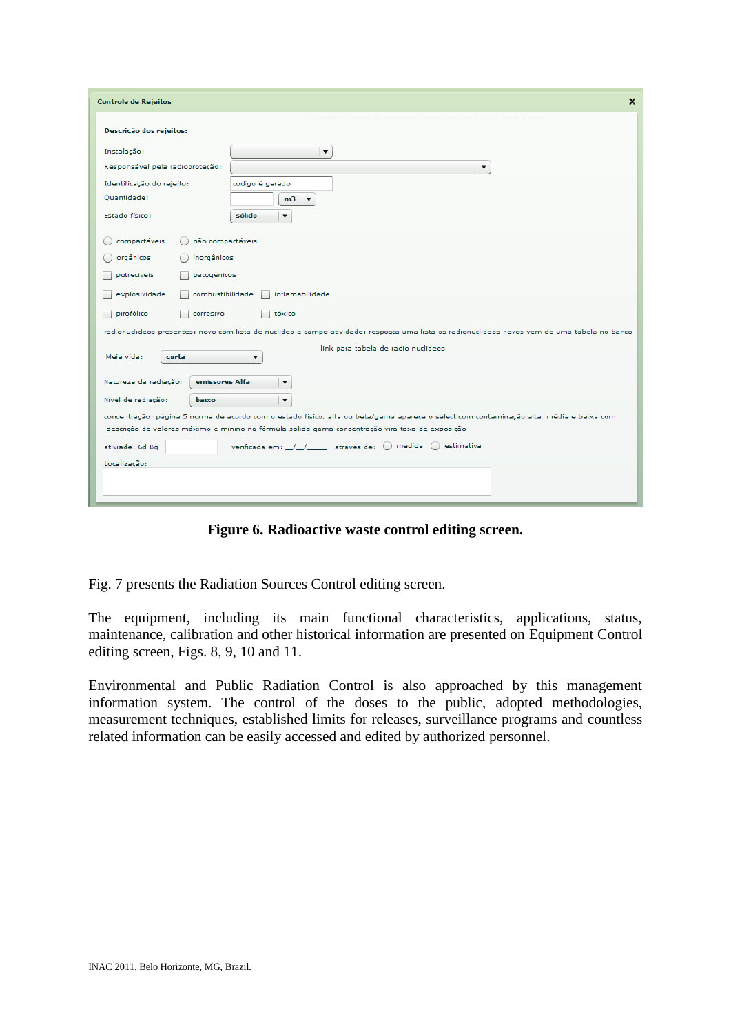Figure 6. Radioactive waste control editing screen.

Fig. 7 presents the Radiation Sources Control editing screen.

The equipment, including its main functional characteristics, applications, status, maintenance, calibration and other historical information are presented on Equipment Control editing screen, Figs. 8, 9, 10 and 11.

Environmental and Public Radiation Control is also approached by this management information system. The control of the doses to the public, adopted methodologies, measurement techniques, established limits for releases, surveillance programs and countless related information can be easily accessed and edited by authorized personnel.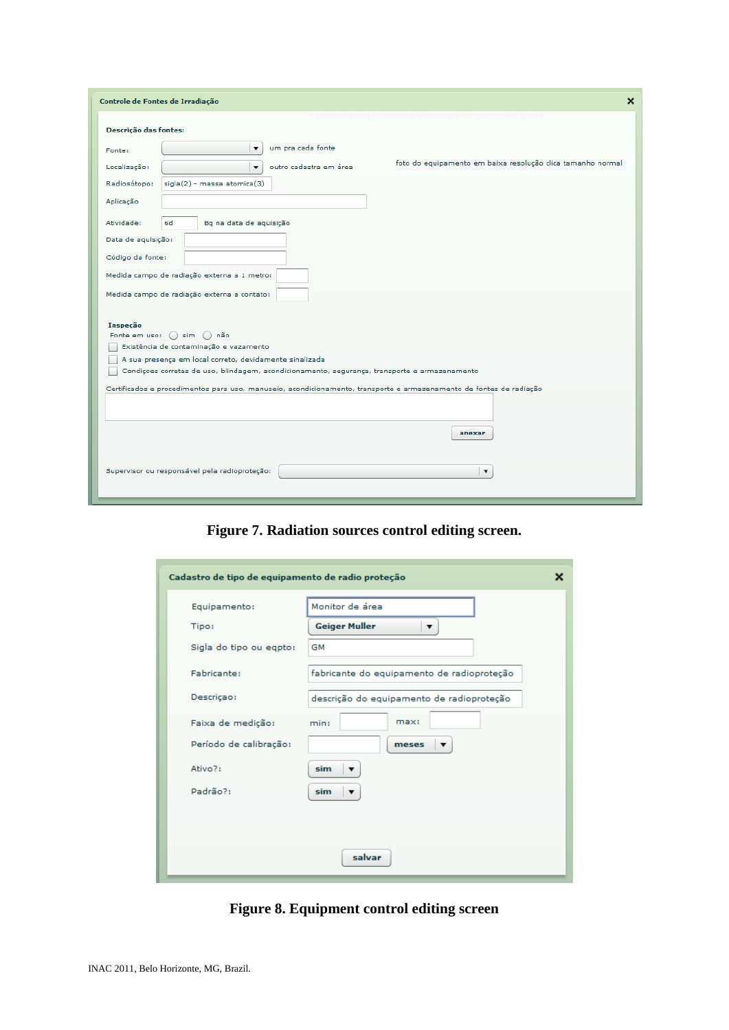**Figure 7. Radiation sources control editing screen.**

**Figure 8. Equipment control editing screen**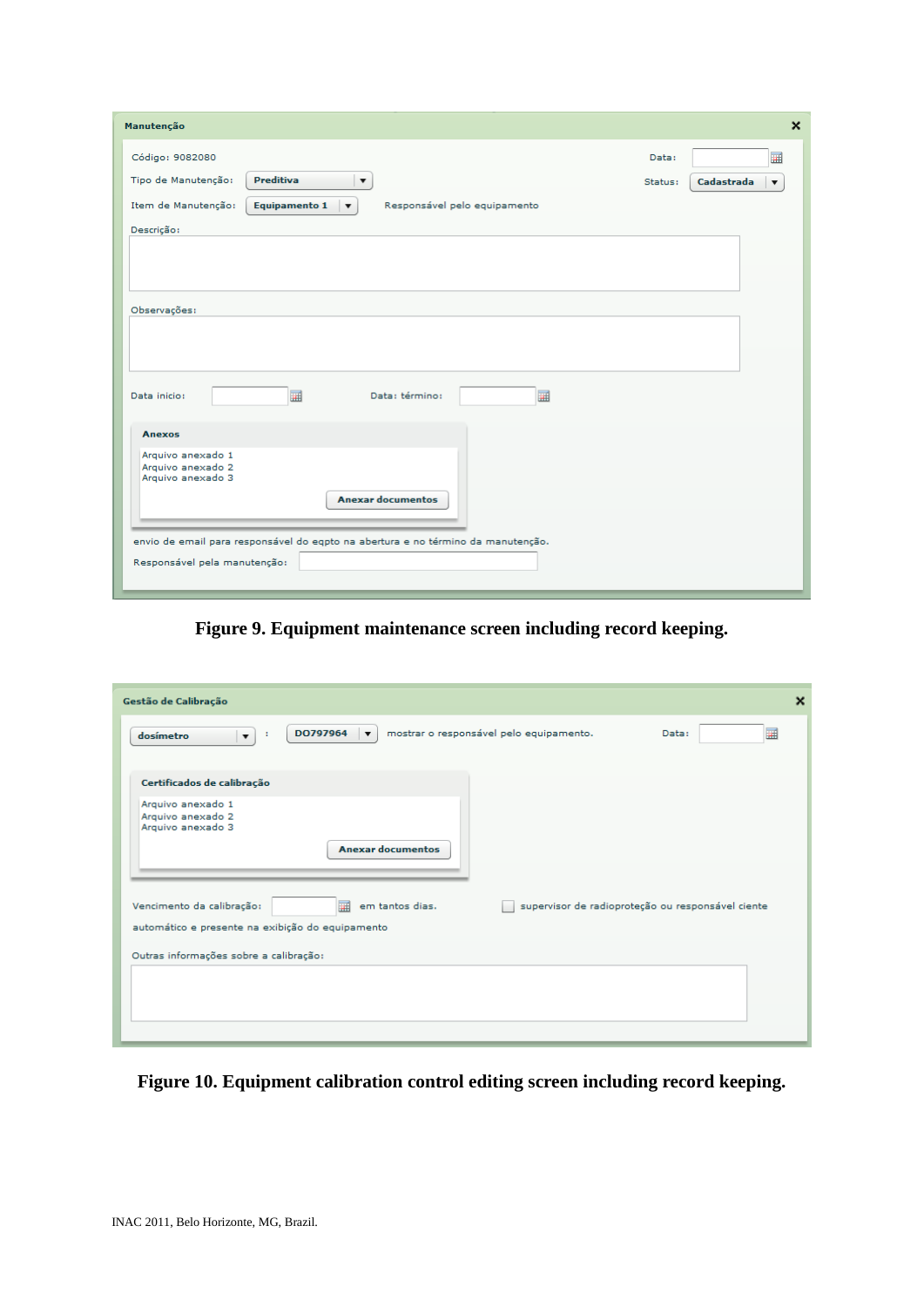Figure 9. Equipment maintenance screen including record keeping.

Figure 10. Equipment calibration control editing screen including record keeping.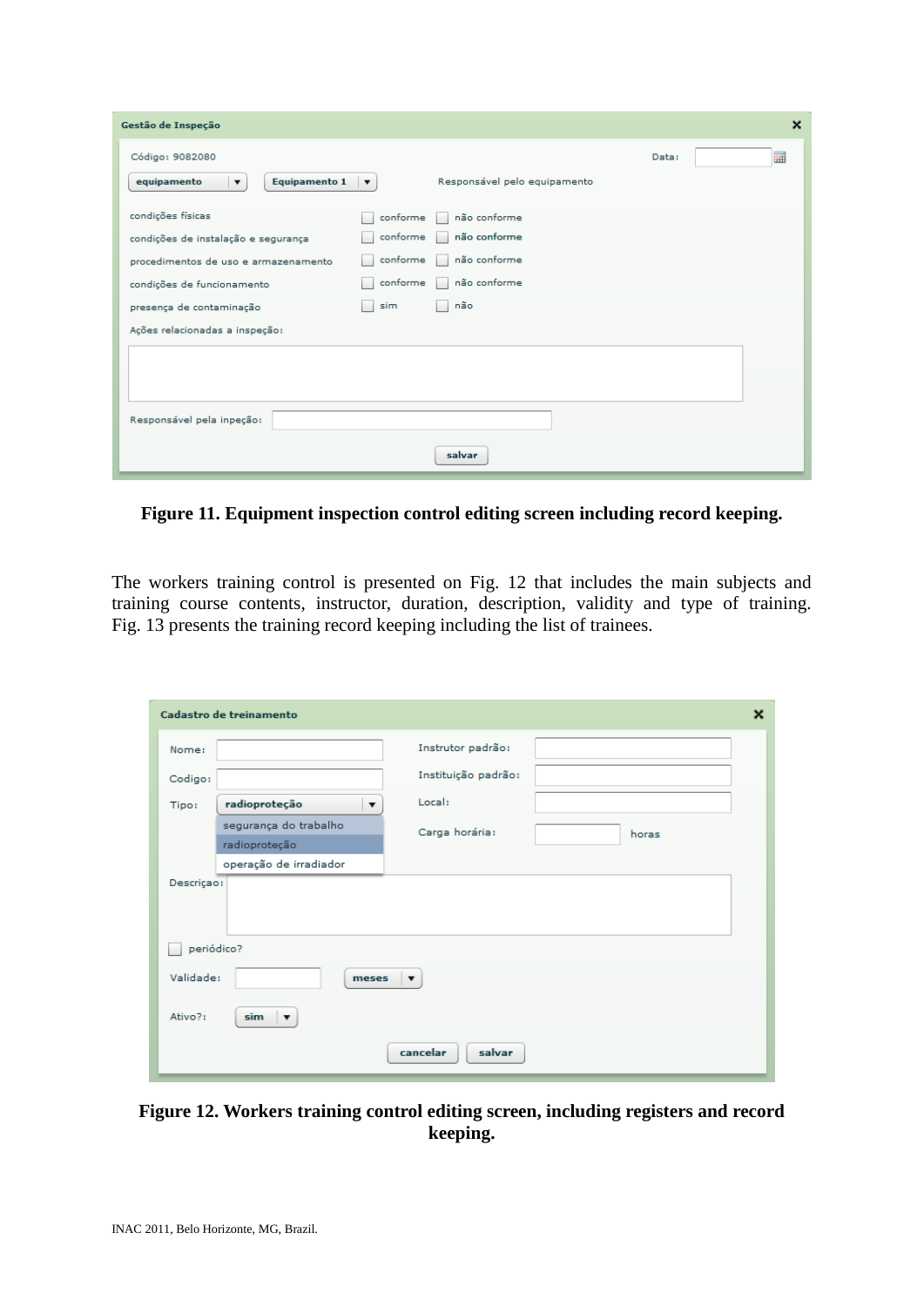**Figure 11. Equipment inspection control editing screen including record keeping.**

The workers training control is presented on Fig. 12 that includes the main subjects and training course contents, instructor, duration, description, validity and type of training. Fig. 13 presents the training record keeping including the list of trainees.

**Figure 12. Workers training control editing screen, including registers and record keeping.**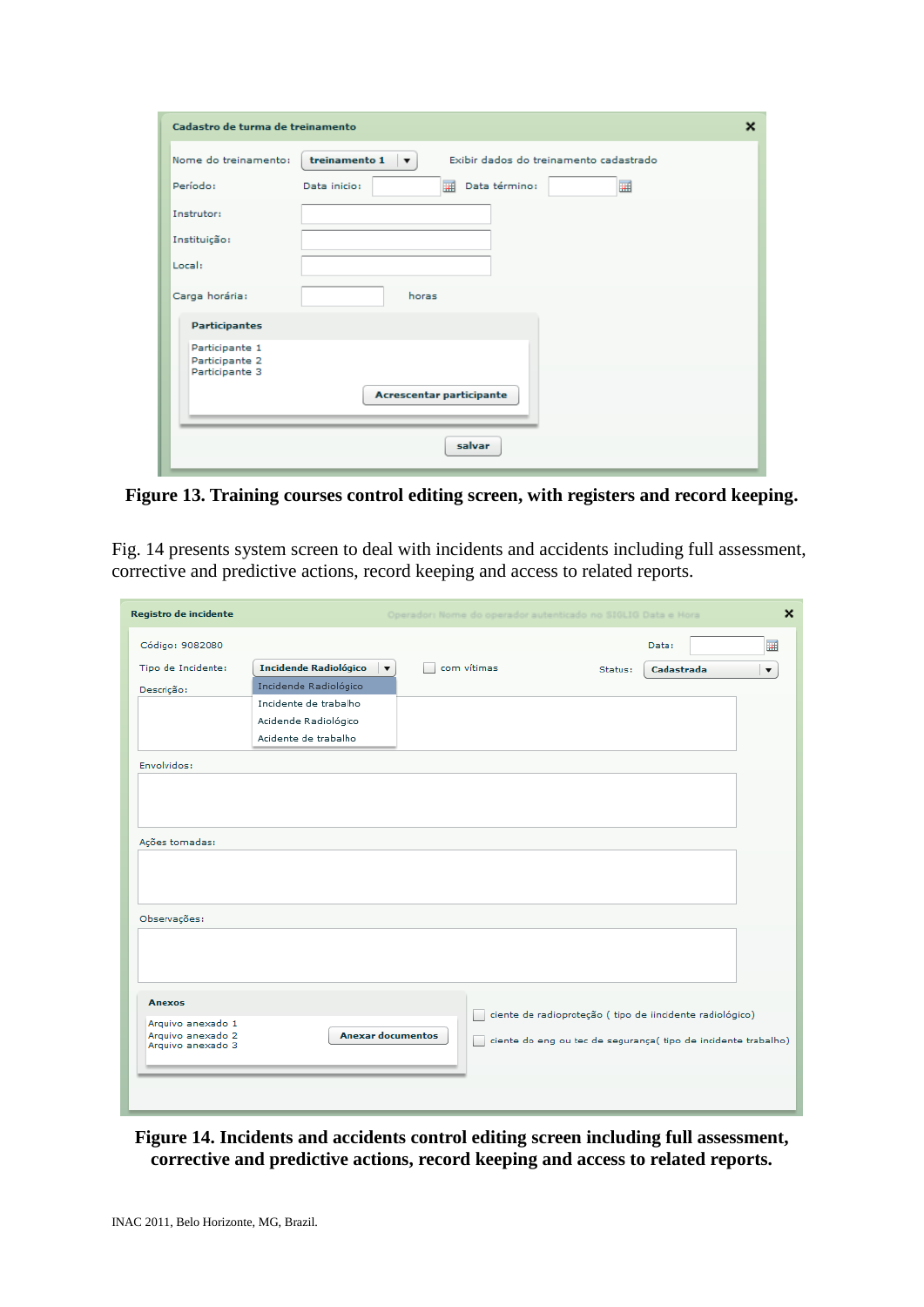**Figure 13. Training courses control editing screen, with registers and record keeping.**

Fig. 14 presents system screen to deal with incidents and accidents including full assessment, corrective and predictive actions, record keeping and access to related reports.

**Figure 14. Incidents and accidents control editing screen including full assessment, corrective and predictive actions, record keeping and access to related reports.**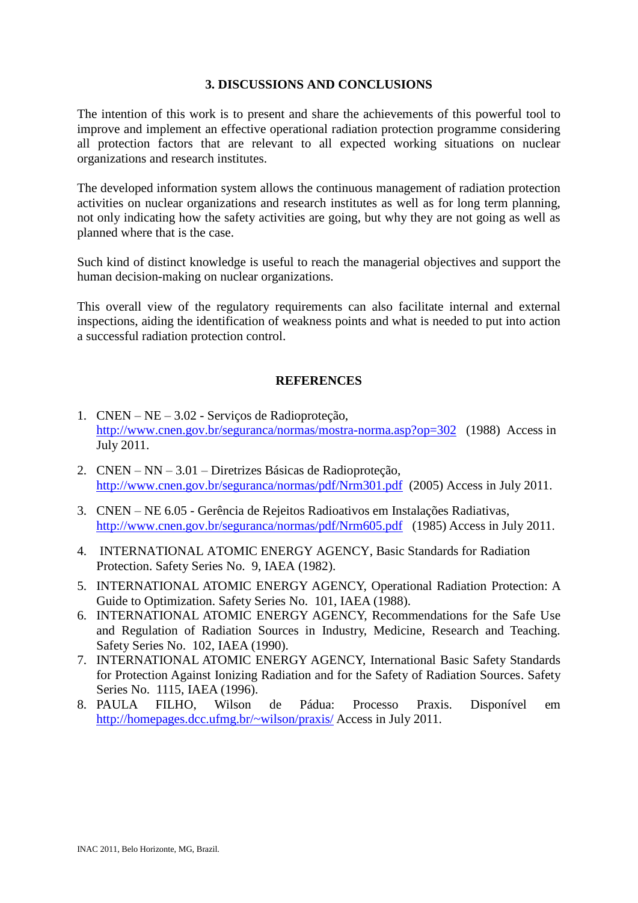## 3. DISCUSSIONS AND CONCLUSIONS

The intention of this work is to present and share the achievements of this powerful tool to improve and implement an effective operational radiation protection programme considering all protection factors that are relevant to all expected working situations on nuclear organizations and research institutes.

The developed information system allows the continuous management of radiation protection activities on nuclear organizations and research institutes as well as for long term planning, not only indicating how the safety activities are going, but why they are not going as well as planned where that is the case.

Such kind of distinct knowledge is useful to reach the managerial objectives and support the human decision-making on nuclear organizations.

This overall view of the regulatory requirements can also facilitate internal and external inspections, aiding the identification of weakness points and what is needed to put into action a successful radiation protection control.

## REFERENCES

1. CNEN – NE – 3.02 - Serviços de Radioproteção, http://www.cnen.gov.br/seguranca/normas/mostra-norma.asp?op=302 (1988) Access in July 2011.
2. CNEN – NN – 3.01 – Diretrizes Básicas de Radioproteção, http://www.cnen.gov.br/seguranca/normas/pdf/Nrm301.pdf (2005) Access in July 2011.
3. CNEN – NE 6.05 - Gerência de Rejeitos Radioativos em Instalações Radiativas, http://www.cnen.gov.br/seguranca/normas/pdf/Nrm605.pdf (1985) Access in July 2011.
4. INTERNATIONAL ATOMIC ENERGY AGENCY, Basic Standards for Radiation Protection. Safety Series No. 9, IAEA (1982).
5. INTERNATIONAL ATOMIC ENERGY AGENCY, Operational Radiation Protection: A Guide to Optimization. Safety Series No. 101, IAEA (1988).
6. INTERNATIONAL ATOMIC ENERGY AGENCY, Recommendations for the Safe Use and Regulation of Radiation Sources in Industry, Medicine, Research and Teaching. Safety Series No. 102, IAEA (1990).
7. INTERNATIONAL ATOMIC ENERGY AGENCY, International Basic Safety Standards for Protection Against Ionizing Radiation and for the Safety of Radiation Sources. Safety Series No. 1115, IAEA (1996).
8. PAULA FILHO, Wilson de Pádua: Processo Praxis. Disponível em http://homepages.dcc.ufmg.br/~wilson/praxis/ Access in July 2011.